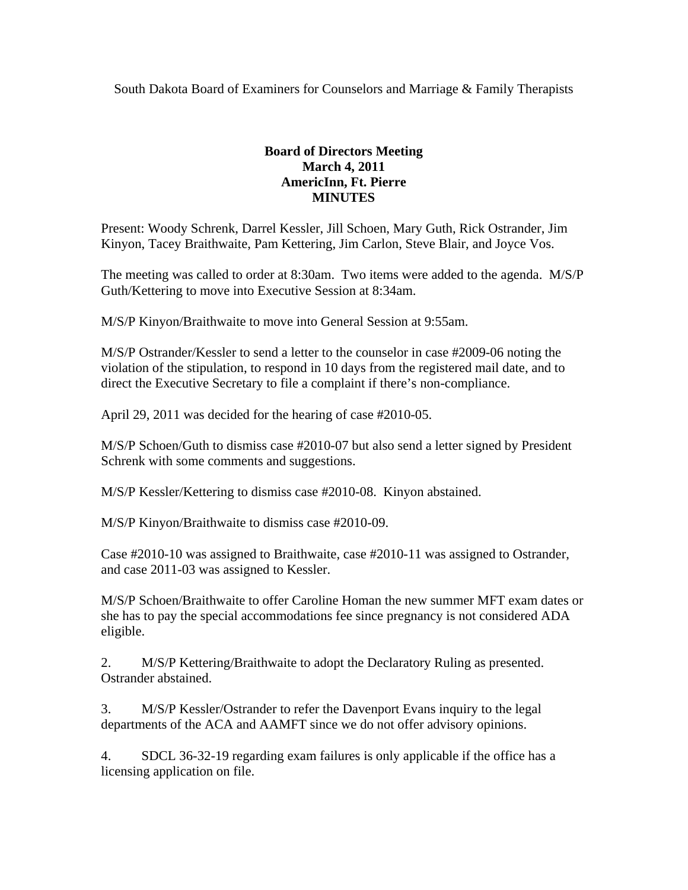South Dakota Board of Examiners for Counselors and Marriage & Family Therapists

**Board of Directors Meeting**
**March 4, 2011**
**AmericInn, Ft. Pierre**
**MINUTES**

Present: Woody Schrenk, Darrel Kessler, Jill Schoen, Mary Guth, Rick Ostrander, Jim Kinyon, Tacey Braithwaite, Pam Kettering, Jim Carlon, Steve Blair, and Joyce Vos.

The meeting was called to order at 8:30am. Two items were added to the agenda. M/S/P Guth/Kettering to move into Executive Session at 8:34am.

M/S/P Kinyon/Braithwaite to move into General Session at 9:55am.

M/S/P Ostrander/Kessler to send a letter to the counselor in case #2009-06 noting the violation of the stipulation, to respond in 10 days from the registered mail date, and to direct the Executive Secretary to file a complaint if there's non-compliance.

April 29, 2011 was decided for the hearing of case #2010-05.

M/S/P Schoen/Guth to dismiss case #2010-07 but also send a letter signed by President Schrenk with some comments and suggestions.

M/S/P Kessler/Kettering to dismiss case #2010-08. Kinyon abstained.

M/S/P Kinyon/Braithwaite to dismiss case #2010-09.

Case #2010-10 was assigned to Braithwaite, case #2010-11 was assigned to Ostrander, and case 2011-03 was assigned to Kessler.

M/S/P Schoen/Braithwaite to offer Caroline Homan the new summer MFT exam dates or she has to pay the special accommodations fee since pregnancy is not considered ADA eligible.

2. M/S/P Kettering/Braithwaite to adopt the Declaratory Ruling as presented. Ostrander abstained.

3. M/S/P Kessler/Ostrander to refer the Davenport Evans inquiry to the legal departments of the ACA and AAMFT since we do not offer advisory opinions.

4. SDCL 36-32-19 regarding exam failures is only applicable if the office has a licensing application on file.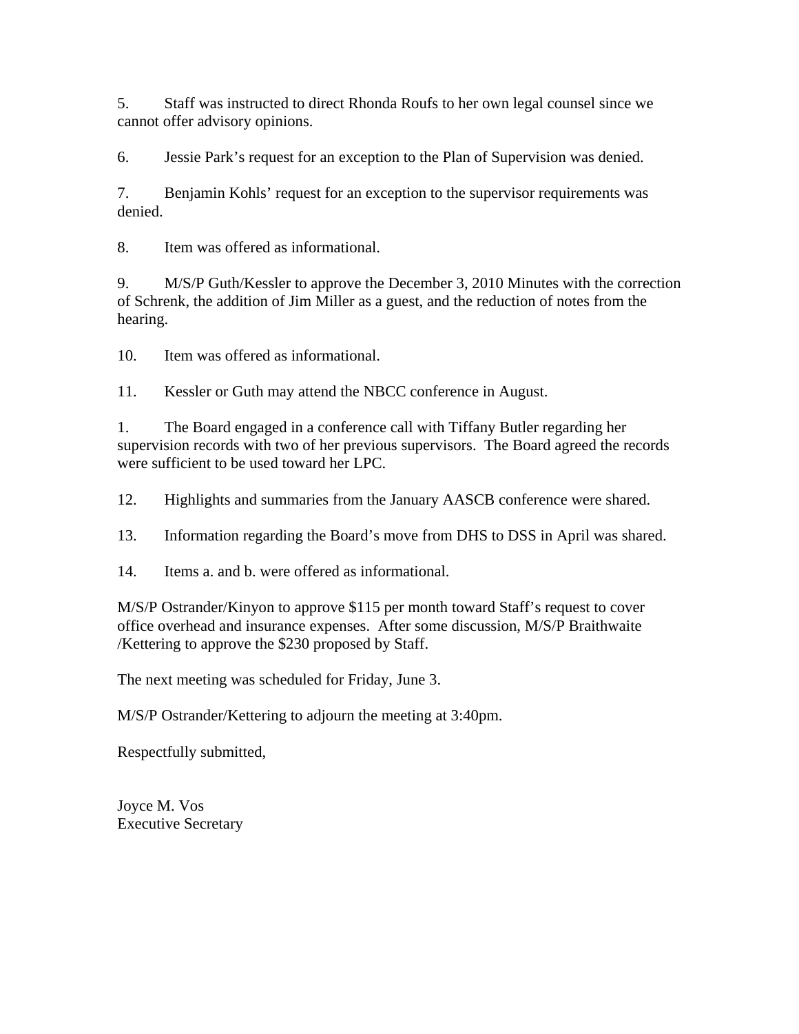5. Staff was instructed to direct Rhonda Roufs to her own legal counsel since we cannot offer advisory opinions.

6. Jessie Park's request for an exception to the Plan of Supervision was denied.

7. Benjamin Kohls' request for an exception to the supervisor requirements was denied.

8. Item was offered as informational.

9. M/S/P Guth/Kessler to approve the December 3, 2010 Minutes with the correction of Schrenk, the addition of Jim Miller as a guest, and the reduction of notes from the hearing.

10. Item was offered as informational.

11. Kessler or Guth may attend the NBCC conference in August.

1. The Board engaged in a conference call with Tiffany Butler regarding her supervision records with two of her previous supervisors. The Board agreed the records were sufficient to be used toward her LPC.

12. Highlights and summaries from the January AASCB conference were shared.

13. Information regarding the Board's move from DHS to DSS in April was shared.

14. Items a. and b. were offered as informational.

M/S/P Ostrander/Kinyon to approve $115 per month toward Staff's request to cover office overhead and insurance expenses. After some discussion, M/S/P Braithwaite /Kettering to approve the $230 proposed by Staff.

The next meeting was scheduled for Friday, June 3.

M/S/P Ostrander/Kettering to adjourn the meeting at 3:40pm.

Respectfully submitted,

Joyce M. Vos  
Executive Secretary